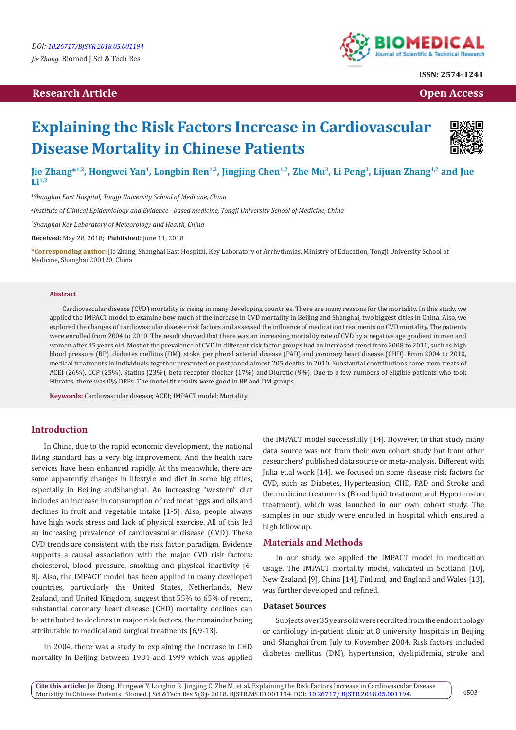DOI: 10.26717/BJSTR.2018.05.001194

*Jie Zhang.* Biomed J Sci & Tech Res

ISSN: 2574-1241

Research Article

Open Access

# Explaining the Risk Factors Increase in Cardiovascular Disease Mortality in Chinese Patients

**Jie Zhang*[1,2], Hongwei Yan[1], Longbin Ren[1,2], Jingjing Chen[1,2], Zhe Mu[3], Li Peng[3], Lijuan Zhang[1,2] and Jue Li[1,2]**

[1]*Shanghai East Hospital, Tongji University School of Medicine, China*

[2]*Institute of Clinical Epidemiology and Evidence - based medicine, Tongji University School of Medicine, China*

[3]*Shanghai Key Laboratory of Meteorology and Health, China*

**Received:** May 28, 2018; **Published:** June 11, 2018

***Corresponding author:** Jie Zhang, Shanghai East Hospital, Key Laboratory of Arrhythmias, Ministry of Education, Tongji University School of Medicine, Shanghai 200120, China

### Abstract

Cardiovascular disease (CVD) mortality is rising in many developing countries. There are many reasons for the mortality. In this study, we applied the IMPACT model to examine how much of the increase in CVD mortality in Beijing and Shanghai, two biggest cities in China. Also, we explored the changes of cardiovascular disease risk factors and assessed the influence of medication treatments on CVD mortality. The patients were enrolled from 2004 to 2010. The result showed that there was an increasing mortality rate of CVD by a negative age gradient in men and women after 45 years old. Most of the prevalence of CVD in different risk factor groups had an increased trend from 2008 to 2010, such as high blood pressure (BP), diabetes mellitus (DM), stoke, peripheral arterial disease (PAD) and coronary heart disease (CHD). From 2004 to 2010, medical treatments in individuals together prevented or postponed almost 205 deaths in 2010. Substantial contributions came from treats of ACEI (26%), CCP (25%), Statins (23%), beta-receptor blocker (17%) and Diuretic (9%). Due to a few numbers of eligible patients who took Fibrates, there was 0% DPPs. The model fit results were good in BP and DM groups.

**Keywords:** Cardiovascular disease; ACEI; IMPACT model; Mortality

## Introduction

In China, due to the rapid economic development, the national living standard has a very big improvement. And the health care services have been enhanced rapidly. At the meanwhile, there are some apparently changes in lifestyle and diet in some big cities, especially in Beijing andShanghai. An increasing "western" diet includes an increase in consumption of red meat eggs and oils and declines in fruit and vegetable intake [1-5]. Also, people always have high work stress and lack of physical exercise. All of this led an increasing prevalence of cardiovascular disease (CVD). These CVD trends are consistent with the risk factor paradigm. Evidence supports a causal association with the major CVD risk factors: cholesterol, blood pressure, smoking and physical inactivity [6-8]. Also, the IMPACT model has been applied in many developed countries, particularly the United States, Netherlands, New Zealand, and United Kingdom, suggest that 55% to 65% of recent, substantial coronary heart disease (CHD) mortality declines can be attributed to declines in major risk factors, the remainder being attributable to medical and surgical treatments [6,9-13].

In 2004, there was a study to explaining the increase in CHD mortality in Beijing between 1984 and 1999 which was applied the IMPACT model successfully [14]. However, in that study many data source was not from their own cohort study but from other researchers' published data source or meta-analysis. Different with Julia et.al work [14], we focused on some disease risk factors for CVD, such as Diabetes, Hypertension, CHD, PAD and Stroke and the medicine treatments (Blood lipid treatment and Hypertension treatment), which was launched in our own cohort study. The samples in our study were enrolled in hospital which ensured a high follow up.

## Materials and Methods

In our study, we applied the IMPACT model in medication usage. The IMPACT mortality model, validated in Scotland [10], New Zealand [9], China [14], Finland, and England and Wales [13], was further developed and refined.

### Dataset Sources

Subjects over 35 years old were recruited from the endocrinology or cardiology in-patient clinic at 8 university hospitals in Beijing and Shanghai from July to November 2004. Risk factors included diabetes mellitus (DM), hypertension, dyslipidemia, stroke and

**Cite this article:** Jie Zhang, Hongwei Y, Longbin R, Jingjing C, Zhe M, et al. Explaining the Risk Factors Increase in Cardiovascular Disease Mortality in Chinese Patients. Biomed J Sci &Tech Res 5(3)- 2018. BJSTR.MS.ID.001194. DOI: 10.26717/ BJSTR.2018.05.001194.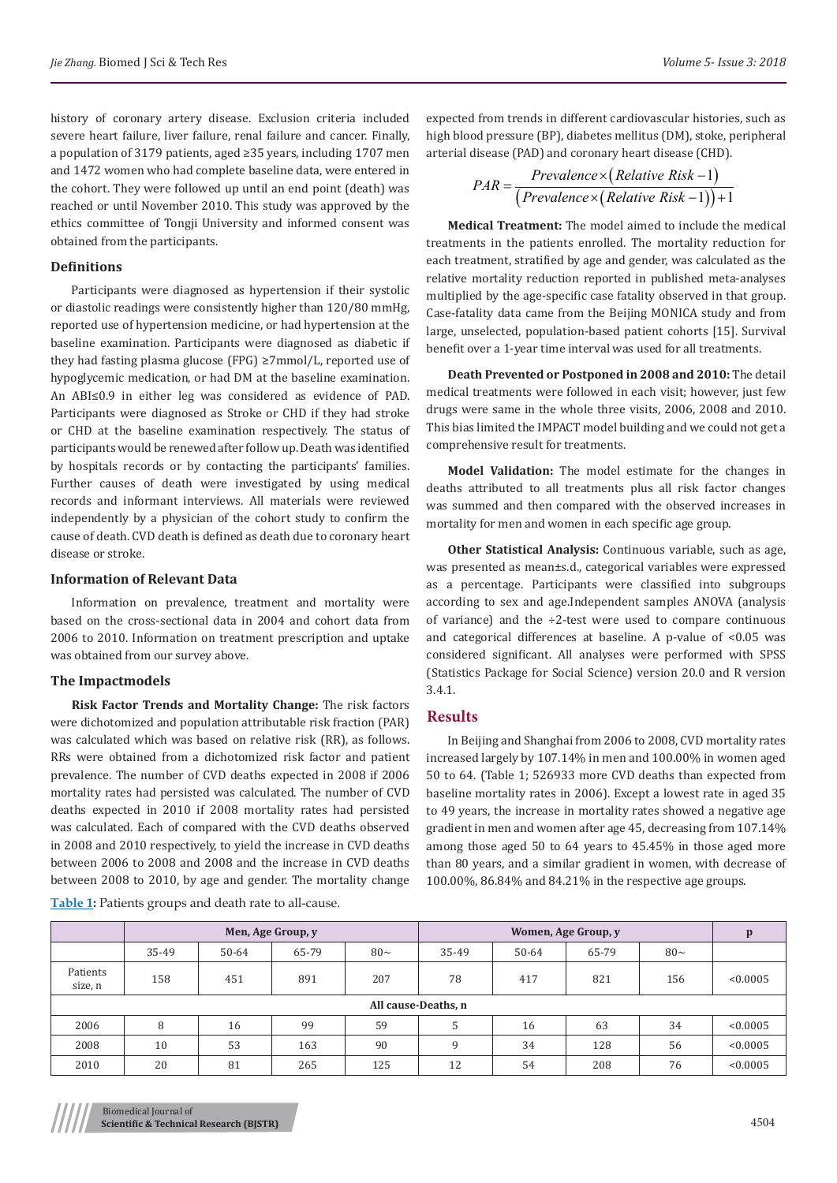history of coronary artery disease. Exclusion criteria included severe heart failure, liver failure, renal failure and cancer. Finally, a population of 3179 patients, aged ≥35 years, including 1707 men and 1472 women who had complete baseline data, were entered in the cohort. They were followed up until an end point (death) was reached or until November 2010. This study was approved by the ethics committee of Tongji University and informed consent was obtained from the participants.

### Definitions

Participants were diagnosed as hypertension if their systolic or diastolic readings were consistently higher than 120/80 mmHg, reported use of hypertension medicine, or had hypertension at the baseline examination. Participants were diagnosed as diabetic if they had fasting plasma glucose (FPG) ≥7mmol/L, reported use of hypoglycemic medication, or had DM at the baseline examination. An ABI≤0.9 in either leg was considered as evidence of PAD. Participants were diagnosed as Stroke or CHD if they had stroke or CHD at the baseline examination respectively. The status of participants would be renewed after follow up. Death was identified by hospitals records or by contacting the participants' families. Further causes of death were investigated by using medical records and informant interviews. All materials were reviewed independently by a physician of the cohort study to confirm the cause of death. CVD death is defined as death due to coronary heart disease or stroke.

### Information of Relevant Data

Information on prevalence, treatment and mortality were based on the cross-sectional data in 2004 and cohort data from 2006 to 2010. Information on treatment prescription and uptake was obtained from our survey above.

### The Impactmodels

**Risk Factor Trends and Mortality Change:** The risk factors were dichotomized and population attributable risk fraction (PAR) was calculated which was based on relative risk (RR), as follows. RRs were obtained from a dichotomized risk factor and patient prevalence. The number of CVD deaths expected in 2008 if 2006 mortality rates had persisted was calculated. The number of CVD deaths expected in 2010 if 2008 mortality rates had persisted was calculated. Each of compared with the CVD deaths observed in 2008 and 2010 respectively, to yield the increase in CVD deaths between 2006 to 2008 and 2008 and the increase in CVD deaths between 2008 to 2010, by age and gender. The mortality change expected from trends in different cardiovascular histories, such as high blood pressure (BP), diabetes mellitus (DM), stoke, peripheral arterial disease (PAD) and coronary heart disease (CHD).

$$PAR = \frac{Prevalence \times (Relative\ Risk - 1)}{(Prevalence \times (Relative\ Risk - 1)) + 1}$$

**Medical Treatment:** The model aimed to include the medical treatments in the patients enrolled. The mortality reduction for each treatment, stratified by age and gender, was calculated as the relative mortality reduction reported in published meta-analyses multiplied by the age-specific case fatality observed in that group. Case-fatality data came from the Beijing MONICA study and from large, unselected, population-based patient cohorts [15]. Survival benefit over a 1-year time interval was used for all treatments.

**Death Prevented or Postponed in 2008 and 2010:** The detail medical treatments were followed in each visit; however, just few drugs were same in the whole three visits, 2006, 2008 and 2010. This bias limited the IMPACT model building and we could not get a comprehensive result for treatments.

**Model Validation:** The model estimate for the changes in deaths attributed to all treatments plus all risk factor changes was summed and then compared with the observed increases in mortality for men and women in each specific age group.

**Other Statistical Analysis:** Continuous variable, such as age, was presented as mean±s.d., categorical variables were expressed as a percentage. Participants were classified into subgroups according to sex and age.Independent samples ANOVA (analysis of variance) and the ÷2-test were used to compare continuous and categorical differences at baseline. A p-value of <0.05 was considered significant. All analyses were performed with SPSS (Statistics Package for Social Science) version 20.0 and R version 3.4.1.

## Results

In Beijing and Shanghai from 2006 to 2008, CVD mortality rates increased largely by 107.14% in men and 100.00% in women aged 50 to 64. (Table 1; 526933 more CVD deaths than expected from baseline mortality rates in 2006). Except a lowest rate in aged 35 to 49 years, the increase in mortality rates showed a negative age gradient in men and women after age 45, decreasing from 107.14% among those aged 50 to 64 years to 45.45% in those aged more than 80 years, and a similar gradient in women, with decrease of 100.00%, 86.84% and 84.21% in the respective age groups.

**Table 1:** Patients groups and death rate to all-cause.

| | Men, Age Group, y | | | | Women, Age Group, y | | | | p |
|---|---|---|---|---|---|---|---|---|---|
| | 35-49 | 50-64 | 65-79 | 80~ | 35-49 | 50-64 | 65-79 | 80~ | |
| Patients size, n | 158 | 451 | 891 | 207 | 78 | 417 | 821 | 156 | <0.0005 |
| All cause-Deaths, n | | | | | | | | | |
| 2006 | 8 | 16 | 99 | 59 | 5 | 16 | 63 | 34 | <0.0005 |
| 2008 | 10 | 53 | 163 | 90 | 9 | 34 | 128 | 56 | <0.0005 |
| 2010 | 20 | 81 | 265 | 125 | 12 | 54 | 208 | 76 | <0.0005 |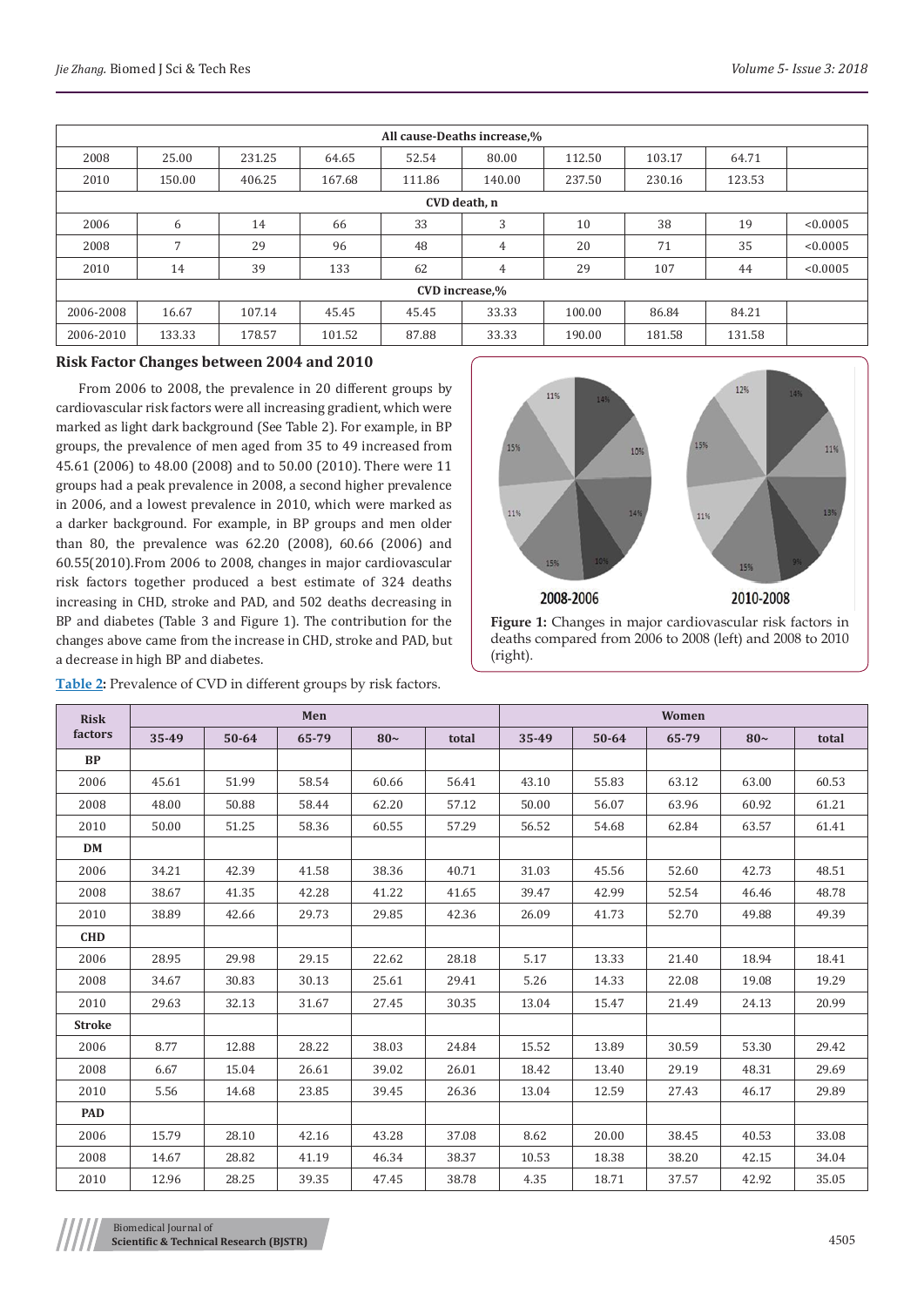| | | | | | | | | | |
|---|---|---|---|---|---|---|---|---|---|
| **All cause-Deaths increase,%** | | | | | | | | | |
| 2008 | 25.00 | 231.25 | 64.65 | 52.54 | 80.00 | 112.50 | 103.17 | 64.71 | |
| 2010 | 150.00 | 406.25 | 167.68 | 111.86 | 140.00 | 237.50 | 230.16 | 123.53 | |
| **CVD death, n** | | | | | | | | | |
| 2006 | 6 | 14 | 66 | 33 | 3 | 10 | 38 | 19 | <0.0005 |
| 2008 | 7 | 29 | 96 | 48 | 4 | 20 | 71 | 35 | <0.0005 |
| 2010 | 14 | 39 | 133 | 62 | 4 | 29 | 107 | 44 | <0.0005 |
| **CVD increase,%** | | | | | | | | | |
| 2006-2008 | 16.67 | 107.14 | 45.45 | 45.45 | 33.33 | 100.00 | 86.84 | 84.21 | |
| 2006-2010 | 133.33 | 178.57 | 101.52 | 87.88 | 33.33 | 190.00 | 181.58 | 131.58 | |

### Risk Factor Changes between 2004 and 2010

From 2006 to 2008, the prevalence in 20 different groups by cardiovascular risk factors were all increasing gradient, which were marked as light dark background (See Table 2). For example, in BP groups, the prevalence of men aged from 35 to 49 increased from 45.61 (2006) to 48.00 (2008) and to 50.00 (2010). There were 11 groups had a peak prevalence in 2008, a second higher prevalence in 2006, and a lowest prevalence in 2010, which were marked as a darker background. For example, in BP groups and men older than 80, the prevalence was 62.20 (2008), 60.66 (2006) and 60.55(2010).From 2006 to 2008, changes in major cardiovascular risk factors together produced a best estimate of 324 deaths increasing in CHD, stroke and PAD, and 502 deaths decreasing in BP and diabetes (Table 3 and Figure 1). The contribution for the changes above came from the increase in CHD, stroke and PAD, but a decrease in high BP and diabetes.

**Figure 1:** Changes in major cardiovascular risk factors in deaths compared from 2006 to 2008 (left) and 2008 to 2010 (right).

**Table 2:** Prevalence of CVD in different groups by risk factors.

| Risk factors | Men | | | | | Women | | | | |
|---|---|---|---|---|---|---|---|---|---|---|
| | 35-49 | 50-64 | 65-79 | 80~ | total | 35-49 | 50-64 | 65-79 | 80~ | total |
| **BP** | | | | | | | | | | |
| 2006 | 45.61 | 51.99 | 58.54 | 60.66 | 56.41 | 43.10 | 55.83 | 63.12 | 63.00 | 60.53 |
| 2008 | 48.00 | 50.88 | 58.44 | 62.20 | 57.12 | 50.00 | 56.07 | 63.96 | 60.92 | 61.21 |
| 2010 | 50.00 | 51.25 | 58.36 | 60.55 | 57.29 | 56.52 | 54.68 | 62.84 | 63.57 | 61.41 |
| **DM** | | | | | | | | | | |
| 2006 | 34.21 | 42.39 | 41.58 | 38.36 | 40.71 | 31.03 | 45.56 | 52.60 | 42.73 | 48.51 |
| 2008 | 38.67 | 41.35 | 42.28 | 41.22 | 41.65 | 39.47 | 42.99 | 52.54 | 46.46 | 48.78 |
| 2010 | 38.89 | 42.66 | 29.73 | 29.85 | 42.36 | 26.09 | 41.73 | 52.70 | 49.88 | 49.39 |
| **CHD** | | | | | | | | | | |
| 2006 | 28.95 | 29.98 | 29.15 | 22.62 | 28.18 | 5.17 | 13.33 | 21.40 | 18.94 | 18.41 |
| 2008 | 34.67 | 30.83 | 30.13 | 25.61 | 29.41 | 5.26 | 14.33 | 22.08 | 19.08 | 19.29 |
| 2010 | 29.63 | 32.13 | 31.67 | 27.45 | 30.35 | 13.04 | 15.47 | 21.49 | 24.13 | 20.99 |
| **Stroke** | | | | | | | | | | |
| 2006 | 8.77 | 12.88 | 28.22 | 38.03 | 24.84 | 15.52 | 13.89 | 30.59 | 53.30 | 29.42 |
| 2008 | 6.67 | 15.04 | 26.61 | 39.02 | 26.01 | 18.42 | 13.40 | 29.19 | 48.31 | 29.69 |
| 2010 | 5.56 | 14.68 | 23.85 | 39.45 | 26.36 | 13.04 | 12.59 | 27.43 | 46.17 | 29.89 |
| **PAD** | | | | | | | | | | |
| 2006 | 15.79 | 28.10 | 42.16 | 43.28 | 37.08 | 8.62 | 20.00 | 38.45 | 40.53 | 33.08 |
| 2008 | 14.67 | 28.82 | 41.19 | 46.34 | 38.37 | 10.53 | 18.38 | 38.20 | 42.15 | 34.04 |
| 2010 | 12.96 | 28.25 | 39.35 | 47.45 | 38.78 | 4.35 | 18.71 | 37.57 | 42.92 | 35.05 |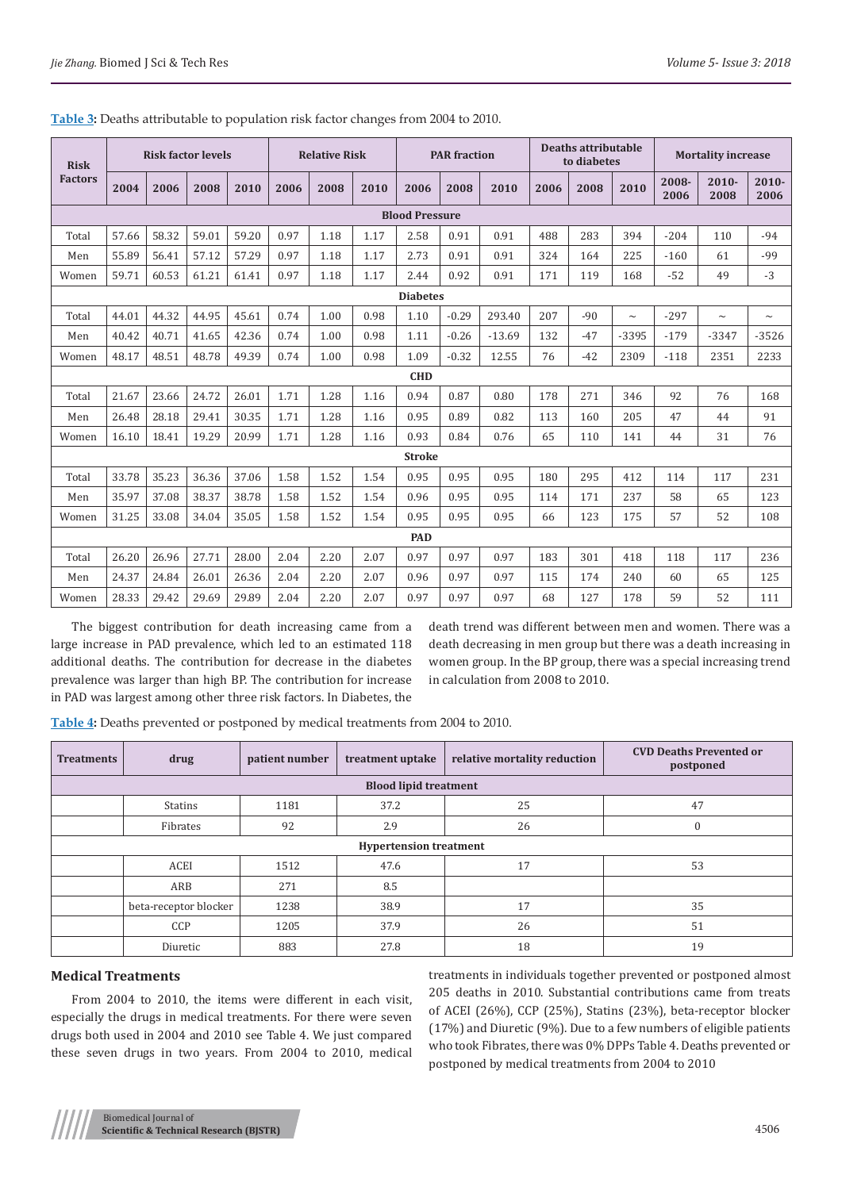**Table 3:** Deaths attributable to population risk factor changes from 2004 to 2010.

| Risk Factors | Risk factor levels | | | | Relative Risk | | | PAR fraction | | | Deaths attributable to diabetes | | | Mortality increase | | |
|---|---|---|---|---|---|---|---|---|---|---|---|---|---|---|---|---|
| | 2004 | 2006 | 2008 | 2010 | 2006 | 2008 | 2010 | 2006 | 2008 | 2010 | 2006 | 2008 | 2010 | 2008-2006 | 2010-2008 | 2010-2006 |
| **Blood Pressure** | | | | | | | | | | | | | | | | |
| Total | 57.66 | 58.32 | 59.01 | 59.20 | 0.97 | 1.18 | 1.17 | 2.58 | 0.91 | 0.91 | 488 | 283 | 394 | -204 | 110 | -94 |
| Men | 55.89 | 56.41 | 57.12 | 57.29 | 0.97 | 1.18 | 1.17 | 2.73 | 0.91 | 0.91 | 324 | 164 | 225 | -160 | 61 | -99 |
| Women | 59.71 | 60.53 | 61.21 | 61.41 | 0.97 | 1.18 | 1.17 | 2.44 | 0.92 | 0.91 | 171 | 119 | 168 | -52 | 49 | -3 |
| **Diabetes** | | | | | | | | | | | | | | | | |
| Total | 44.01 | 44.32 | 44.95 | 45.61 | 0.74 | 1.00 | 0.98 | 1.10 | -0.29 | 293.40 | 207 | -90 | ~ | -297 | ~ | ~ |
| Men | 40.42 | 40.71 | 41.65 | 42.36 | 0.74 | 1.00 | 0.98 | 1.11 | -0.26 | -13.69 | 132 | -47 | -3395 | -179 | -3347 | -3526 |
| Women | 48.17 | 48.51 | 48.78 | 49.39 | 0.74 | 1.00 | 0.98 | 1.09 | -0.32 | 12.55 | 76 | -42 | 2309 | -118 | 2351 | 2233 |
| **CHD** | | | | | | | | | | | | | | | | |
| Total | 21.67 | 23.66 | 24.72 | 26.01 | 1.71 | 1.28 | 1.16 | 0.94 | 0.87 | 0.80 | 178 | 271 | 346 | 92 | 76 | 168 |
| Men | 26.48 | 28.18 | 29.41 | 30.35 | 1.71 | 1.28 | 1.16 | 0.95 | 0.89 | 0.82 | 113 | 160 | 205 | 47 | 44 | 91 |
| Women | 16.10 | 18.41 | 19.29 | 20.99 | 1.71 | 1.28 | 1.16 | 0.93 | 0.84 | 0.76 | 65 | 110 | 141 | 44 | 31 | 76 |
| **Stroke** | | | | | | | | | | | | | | | | |
| Total | 33.78 | 35.23 | 36.36 | 37.06 | 1.58 | 1.52 | 1.54 | 0.95 | 0.95 | 0.95 | 180 | 295 | 412 | 114 | 117 | 231 |
| Men | 35.97 | 37.08 | 38.37 | 38.78 | 1.58 | 1.52 | 1.54 | 0.96 | 0.95 | 0.95 | 114 | 171 | 237 | 58 | 65 | 123 |
| Women | 31.25 | 33.08 | 34.04 | 35.05 | 1.58 | 1.52 | 1.54 | 0.95 | 0.95 | 0.95 | 66 | 123 | 175 | 57 | 52 | 108 |
| **PAD** | | | | | | | | | | | | | | | | |
| Total | 26.20 | 26.96 | 27.71 | 28.00 | 2.04 | 2.20 | 2.07 | 0.97 | 0.97 | 0.97 | 183 | 301 | 418 | 118 | 117 | 236 |
| Men | 24.37 | 24.84 | 26.01 | 26.36 | 2.04 | 2.20 | 2.07 | 0.96 | 0.97 | 0.97 | 115 | 174 | 240 | 60 | 65 | 125 |
| Women | 28.33 | 29.42 | 29.69 | 29.89 | 2.04 | 2.20 | 2.07 | 0.97 | 0.97 | 0.97 | 68 | 127 | 178 | 59 | 52 | 111 |

The biggest contribution for death increasing came from a large increase in PAD prevalence, which led to an estimated 118 additional deaths. The contribution for decrease in the diabetes prevalence was larger than high BP. The contribution for increase in PAD was largest among other three risk factors. In Diabetes, the death trend was different between men and women. There was a death decreasing in men group but there was a death increasing in women group. In the BP group, there was a special increasing trend in calculation from 2008 to 2010.

**Table 4:** Deaths prevented or postponed by medical treatments from 2004 to 2010.

| Treatments | drug | patient number | treatment uptake | relative mortality reduction | CVD Deaths Prevented or postponed |
|---|---|---|---|---|---|
| **Blood lipid treatment** | | | | | |
| | Statins | 1181 | 37.2 | 25 | 47 |
| | Fibrates | 92 | 2.9 | 26 | 0 |
| **Hypertension treatment** | | | | | |
| | ACEI | 1512 | 47.6 | 17 | 53 |
| | ARB | 271 | 8.5 | | |
| | beta-receptor blocker | 1238 | 38.9 | 17 | 35 |
| | CCP | 1205 | 37.9 | 26 | 51 |
| | Diuretic | 883 | 27.8 | 18 | 19 |

## Medical Treatments

From 2004 to 2010, the items were different in each visit, especially the drugs in medical treatments. For there were seven drugs both used in 2004 and 2010 see Table 4. We just compared these seven drugs in two years. From 2004 to 2010, medical treatments in individuals together prevented or postponed almost 205 deaths in 2010. Substantial contributions came from treats of ACEI (26%), CCP (25%), Statins (23%), beta-receptor blocker (17%) and Diuretic (9%). Due to a few numbers of eligible patients who took Fibrates, there was 0% DPPs Table 4. Deaths prevented or postponed by medical treatments from 2004 to 2010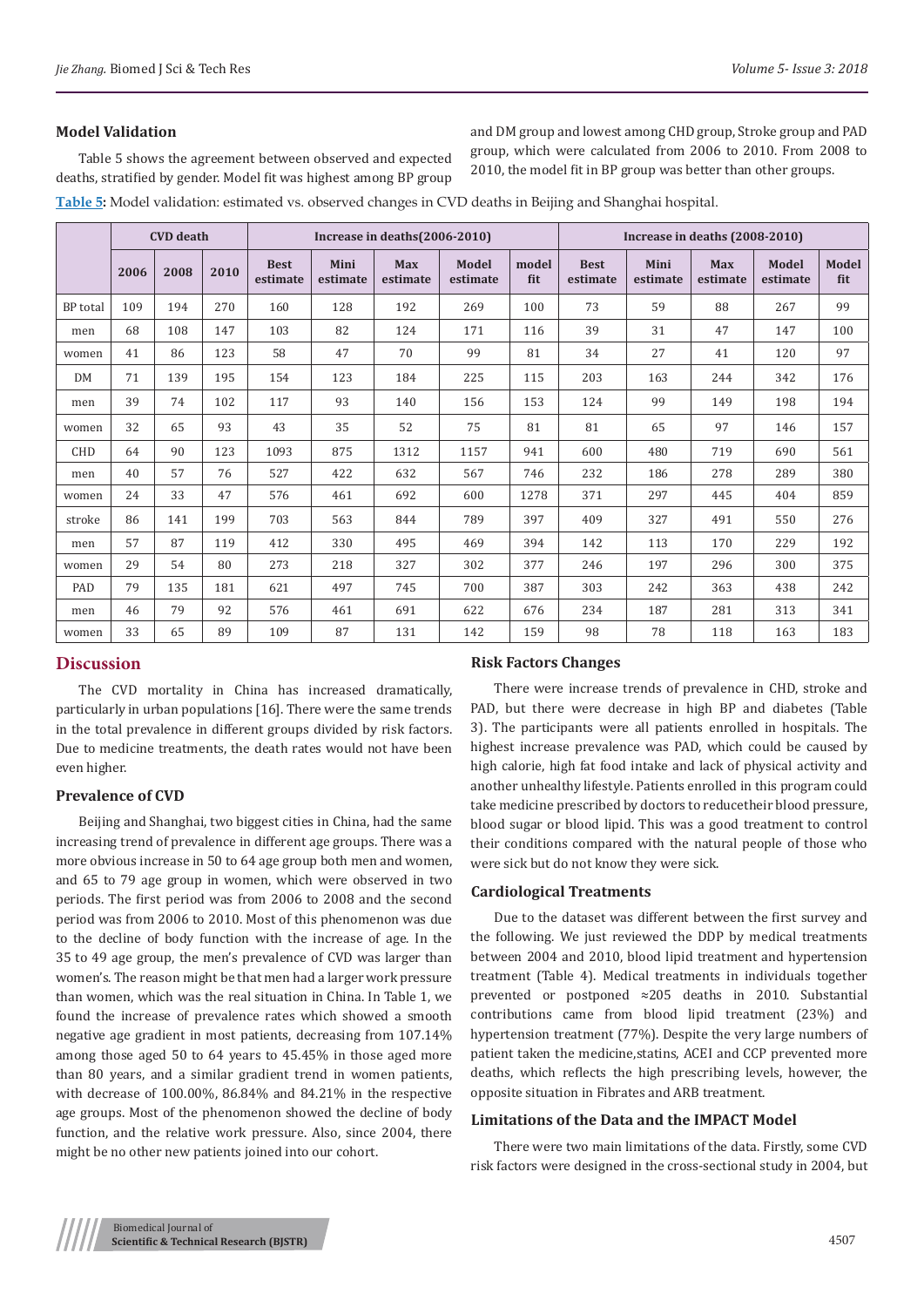## Model Validation

Table 5 shows the agreement between observed and expected deaths, stratified by gender. Model fit was highest among BP group and DM group and lowest among CHD group, Stroke group and PAD group, which were calculated from 2006 to 2010. From 2008 to 2010, the model fit in BP group was better than other groups.

**Table 5:** Model validation: estimated vs. observed changes in CVD deaths in Beijing and Shanghai hospital.

| | CVD death | | | Increase in deaths(2006-2010) | | | | | Increase in deaths (2008-2010) | | | | |
|---|---|---|---|---|---|---|---|---|---|---|---|---|---|
| | 2006 | 2008 | 2010 | Best estimate | Mini estimate | Max estimate | Model estimate | model fit | Best estimate | Mini estimate | Max estimate | Model estimate | Model fit |
| BP total | 109 | 194 | 270 | 160 | 128 | 192 | 269 | 100 | 73 | 59 | 88 | 267 | 99 |
| men | 68 | 108 | 147 | 103 | 82 | 124 | 171 | 116 | 39 | 31 | 47 | 147 | 100 |
| women | 41 | 86 | 123 | 58 | 47 | 70 | 99 | 81 | 34 | 27 | 41 | 120 | 97 |
| DM | 71 | 139 | 195 | 154 | 123 | 184 | 225 | 115 | 203 | 163 | 244 | 342 | 176 |
| men | 39 | 74 | 102 | 117 | 93 | 140 | 156 | 153 | 124 | 99 | 149 | 198 | 194 |
| women | 32 | 65 | 93 | 43 | 35 | 52 | 75 | 81 | 81 | 65 | 97 | 146 | 157 |
| CHD | 64 | 90 | 123 | 1093 | 875 | 1312 | 1157 | 941 | 600 | 480 | 719 | 690 | 561 |
| men | 40 | 57 | 76 | 527 | 422 | 632 | 567 | 746 | 232 | 186 | 278 | 289 | 380 |
| women | 24 | 33 | 47 | 576 | 461 | 692 | 600 | 1278 | 371 | 297 | 445 | 404 | 859 |
| stroke | 86 | 141 | 199 | 703 | 563 | 844 | 789 | 397 | 409 | 327 | 491 | 550 | 276 |
| men | 57 | 87 | 119 | 412 | 330 | 495 | 469 | 394 | 142 | 113 | 170 | 229 | 192 |
| women | 29 | 54 | 80 | 273 | 218 | 327 | 302 | 377 | 246 | 197 | 296 | 300 | 375 |
| PAD | 79 | 135 | 181 | 621 | 497 | 745 | 700 | 387 | 303 | 242 | 363 | 438 | 242 |
| men | 46 | 79 | 92 | 576 | 461 | 691 | 622 | 676 | 234 | 187 | 281 | 313 | 341 |
| women | 33 | 65 | 89 | 109 | 87 | 131 | 142 | 159 | 98 | 78 | 118 | 163 | 183 |

# Discussion

The CVD mortality in China has increased dramatically, particularly in urban populations [16]. There were the same trends in the total prevalence in different groups divided by risk factors. Due to medicine treatments, the death rates would not have been even higher.

## Prevalence of CVD

Beijing and Shanghai, two biggest cities in China, had the same increasing trend of prevalence in different age groups. There was a more obvious increase in 50 to 64 age group both men and women, and 65 to 79 age group in women, which were observed in two periods. The first period was from 2006 to 2008 and the second period was from 2006 to 2010. Most of this phenomenon was due to the decline of body function with the increase of age. In the 35 to 49 age group, the men's prevalence of CVD was larger than women's. The reason might be that men had a larger work pressure than women, which was the real situation in China. In Table 1, we found the increase of prevalence rates which showed a smooth negative age gradient in most patients, decreasing from 107.14% among those aged 50 to 64 years to 45.45% in those aged more than 80 years, and a similar gradient trend in women patients, with decrease of 100.00%, 86.84% and 84.21% in the respective age groups. Most of the phenomenon showed the decline of body function, and the relative work pressure. Also, since 2004, there might be no other new patients joined into our cohort.

## Risk Factors Changes

There were increase trends of prevalence in CHD, stroke and PAD, but there were decrease in high BP and diabetes (Table 3). The participants were all patients enrolled in hospitals. The highest increase prevalence was PAD, which could be caused by high calorie, high fat food intake and lack of physical activity and another unhealthy lifestyle. Patients enrolled in this program could take medicine prescribed by doctors to reducetheir blood pressure, blood sugar or blood lipid. This was a good treatment to control their conditions compared with the natural people of those who were sick but do not know they were sick.

## Cardiological Treatments

Due to the dataset was different between the first survey and the following. We just reviewed the DDP by medical treatments between 2004 and 2010, blood lipid treatment and hypertension treatment (Table 4). Medical treatments in individuals together prevented or postponed ≈205 deaths in 2010. Substantial contributions came from blood lipid treatment (23%) and hypertension treatment (77%). Despite the very large numbers of patient taken the medicine,statins, ACEI and CCP prevented more deaths, which reflects the high prescribing levels, however, the opposite situation in Fibrates and ARB treatment.

## Limitations of the Data and the IMPACT Model

There were two main limitations of the data. Firstly, some CVD risk factors were designed in the cross-sectional study in 2004, but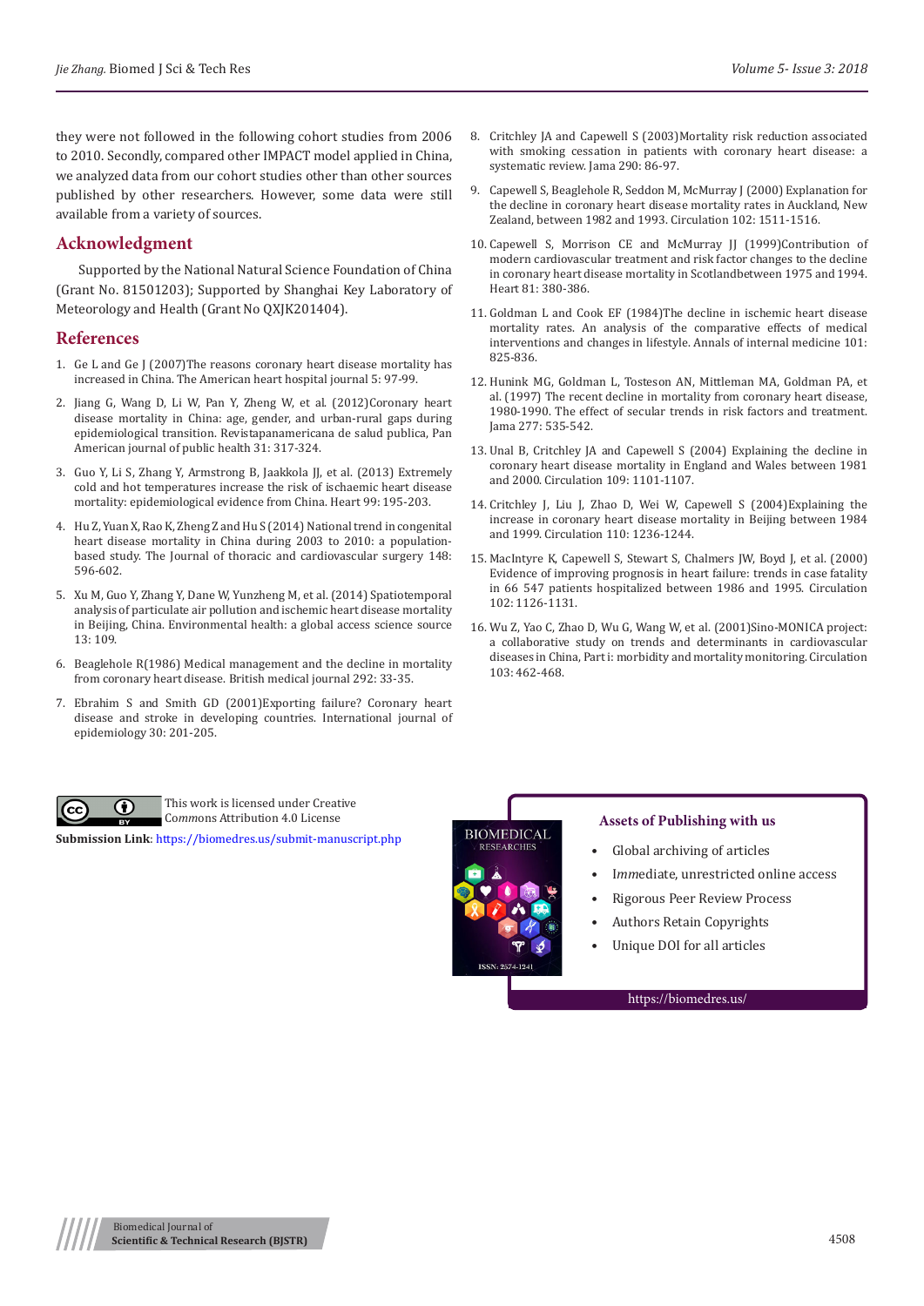they were not followed in the following cohort studies from 2006 to 2010. Secondly, compared other IMPACT model applied in China, we analyzed data from our cohort studies other than other sources published by other researchers. However, some data were still available from a variety of sources.

## Acknowledgment

Supported by the National Natural Science Foundation of China (Grant No. 81501203); Supported by Shanghai Key Laboratory of Meteorology and Health (Grant No QXJK201404).

## References

1. Ge L and Ge J (2007)The reasons coronary heart disease mortality has increased in China. The American heart hospital journal 5: 97-99.
2. Jiang G, Wang D, Li W, Pan Y, Zheng W, et al. (2012)Coronary heart disease mortality in China: age, gender, and urban-rural gaps during epidemiological transition. Revistapanamericana de salud publica, Pan American journal of public health 31: 317-324.
3. Guo Y, Li S, Zhang Y, Armstrong B, Jaakkola JJ, et al. (2013) Extremely cold and hot temperatures increase the risk of ischaemic heart disease mortality: epidemiological evidence from China. Heart 99: 195-203.
4. Hu Z, Yuan X, Rao K, Zheng Z and Hu S (2014) National trend in congenital heart disease mortality in China during 2003 to 2010: a population-based study. The Journal of thoracic and cardiovascular surgery 148: 596-602.
5. Xu M, Guo Y, Zhang Y, Dane W, Yunzheng M, et al. (2014) Spatiotemporal analysis of particulate air pollution and ischemic heart disease mortality in Beijing, China. Environmental health: a global access science source 13: 109.
6. Beaglehole R(1986) Medical management and the decline in mortality from coronary heart disease. British medical journal 292: 33-35.
7. Ebrahim S and Smith GD (2001)Exporting failure? Coronary heart disease and stroke in developing countries. International journal of epidemiology 30: 201-205.
8. Critchley JA and Capewell S (2003)Mortality risk reduction associated with smoking cessation in patients with coronary heart disease: a systematic review. Jama 290: 86-97.
9. Capewell S, Beaglehole R, Seddon M, McMurray J (2000) Explanation for the decline in coronary heart disease mortality rates in Auckland, New Zealand, between 1982 and 1993. Circulation 102: 1511-1516.
10. Capewell S, Morrison CE and McMurray JJ (1999)Contribution of modern cardiovascular treatment and risk factor changes to the decline in coronary heart disease mortality in Scotlandbetween 1975 and 1994. Heart 81: 380-386.
11. Goldman L and Cook EF (1984)The decline in ischemic heart disease mortality rates. An analysis of the comparative effects of medical interventions and changes in lifestyle. Annals of internal medicine 101: 825-836.
12. Hunink MG, Goldman L, Tosteson AN, Mittleman MA, Goldman PA, et al. (1997) The recent decline in mortality from coronary heart disease, 1980-1990. The effect of secular trends in risk factors and treatment. Jama 277: 535-542.
13. Unal B, Critchley JA and Capewell S (2004) Explaining the decline in coronary heart disease mortality in England and Wales between 1981 and 2000. Circulation 109: 1101-1107.
14. Critchley J, Liu J, Zhao D, Wei W, Capewell S (2004)Explaining the increase in coronary heart disease mortality in Beijing between 1984 and 1999. Circulation 110: 1236-1244.
15. MacIntyre K, Capewell S, Stewart S, Chalmers JW, Boyd J, et al. (2000) Evidence of improving prognosis in heart failure: trends in case fatality in 66 547 patients hospitalized between 1986 and 1995. Circulation 102: 1126-1131.
16. Wu Z, Yao C, Zhao D, Wu G, Wang W, et al. (2001)Sino-MONICA project: a collaborative study on trends and determinants in cardiovascular diseases in China, Part i: morbidity and mortality monitoring. Circulation 103: 462-468.

This work is licensed under Creative Commons Attribution 4.0 License

**Submission Link**: https://biomedres.us/submit-manuscript.php

**Assets of Publishing with us**

- Global archiving of articles
- Immediate, unrestricted online access
- Rigorous Peer Review Process
- Authors Retain Copyrights
- Unique DOI for all articles

https://biomedres.us/